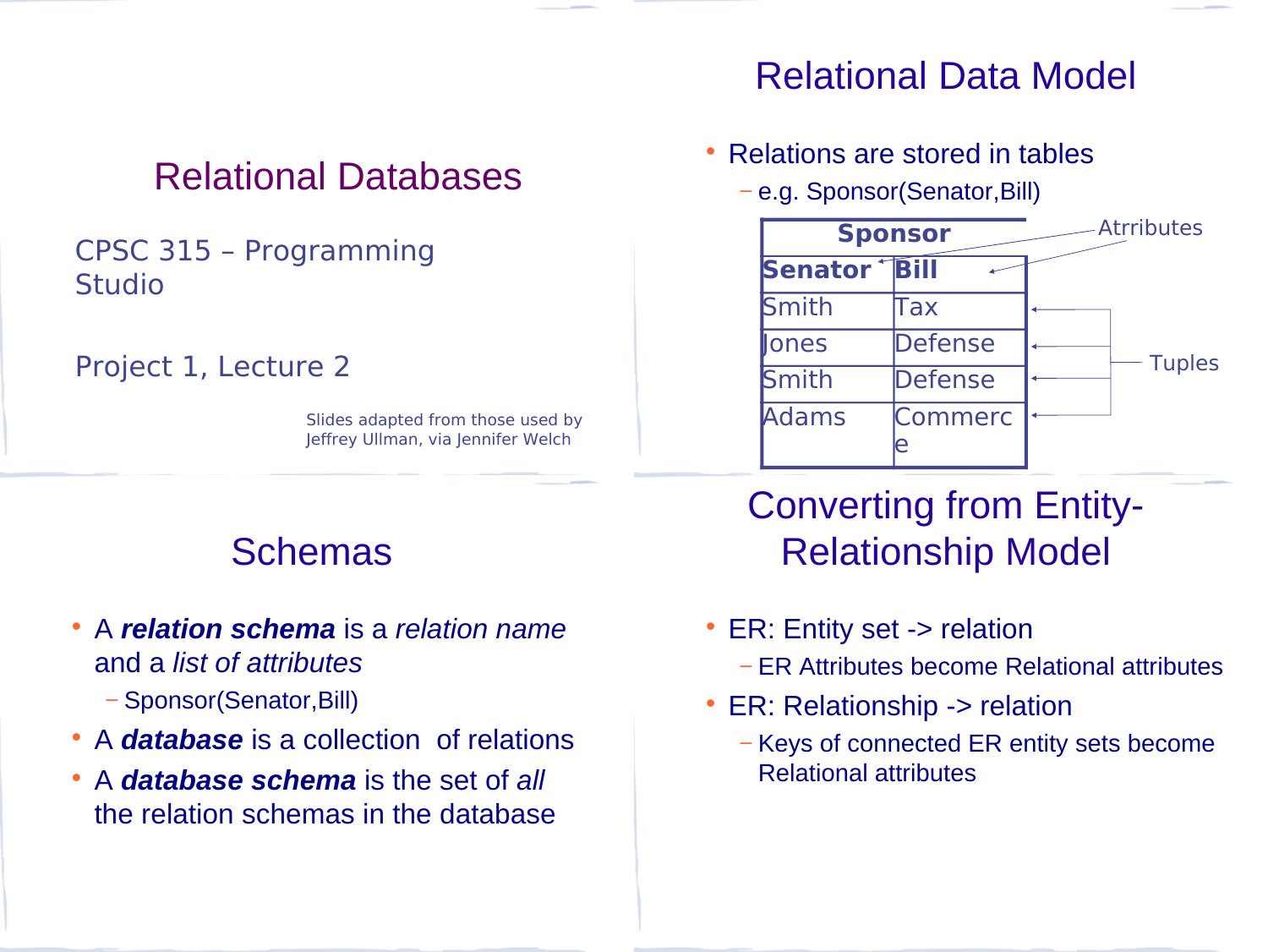# Relational Databases

CPSC 315 – Programming Studio

Project 1, Lecture 2

Slides adapted from those used by Jeffrey Ullman, via Jennifer Welch

# Relational Data Model

- Relations are stored in tables
  - e.g. Sponsor(Senator,Bill)

| Sponsor | |
|---|---|
| **Senator** | **Bill** |
| Smith | Tax |
| Jones | Defense |
| Smith | Defense |
| Adams | Commerce |

Atrributes

Tuples

# Schemas

- A ***relation schema*** is a *relation name* and a *list of attributes*
  - Sponsor(Senator,Bill)
- A ***database*** is a collection of relations
- A ***database schema*** is the set of *all* the relation schemas in the database

# Converting from Entity-Relationship Model

- ER: Entity set -> relation
  - ER Attributes become Relational attributes
- ER: Relationship -> relation
  - Keys of connected ER entity sets become Relational attributes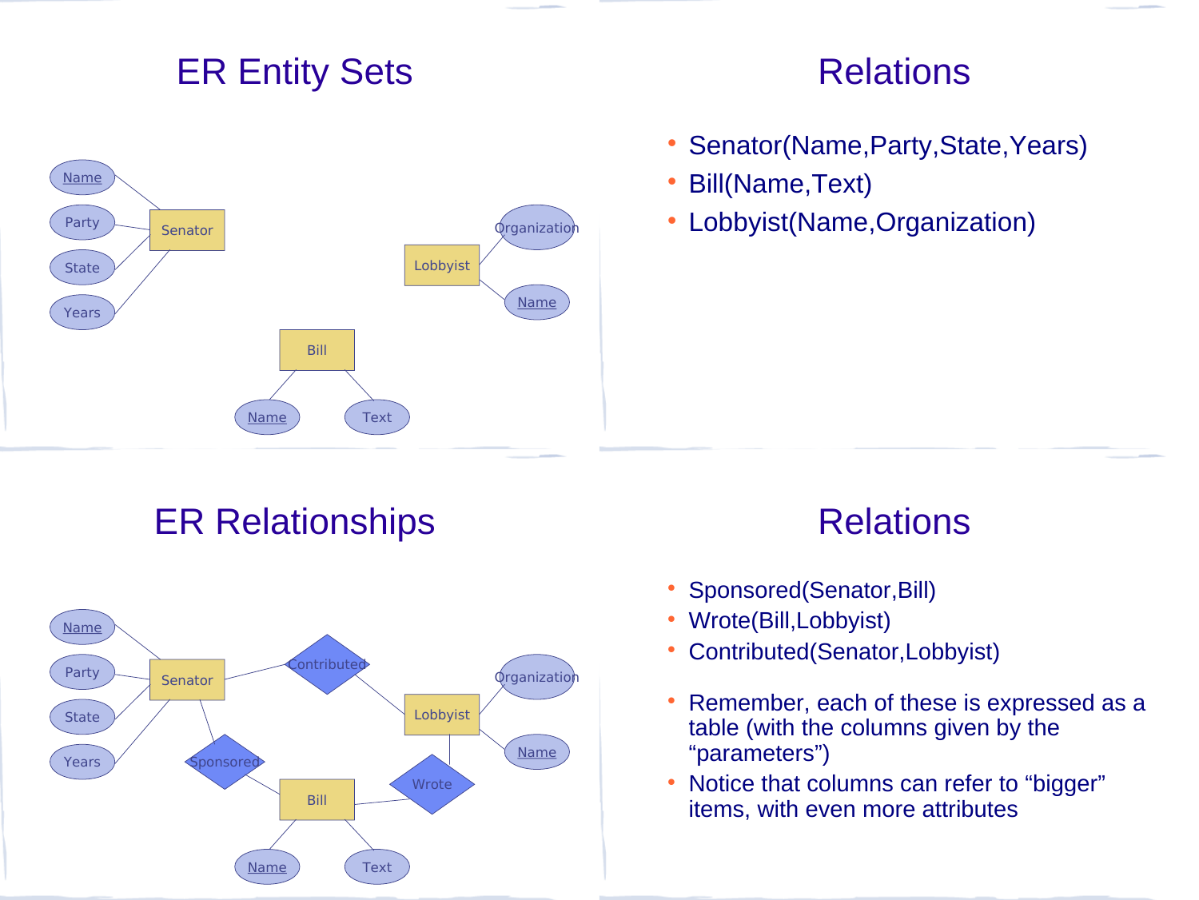# ER Entity Sets

# Relations

- Senator(Name,Party,State,Years)
- Bill(Name,Text)
- Lobbyist(Name,Organization)

# ER Relationships

# Relations

- Sponsored(Senator,Bill)
- Wrote(Bill,Lobbyist)
- Contributed(Senator,Lobbyist)

- Remember, each of these is expressed as a table (with the columns given by the "parameters")
- Notice that columns can refer to "bigger" items, with even more attributes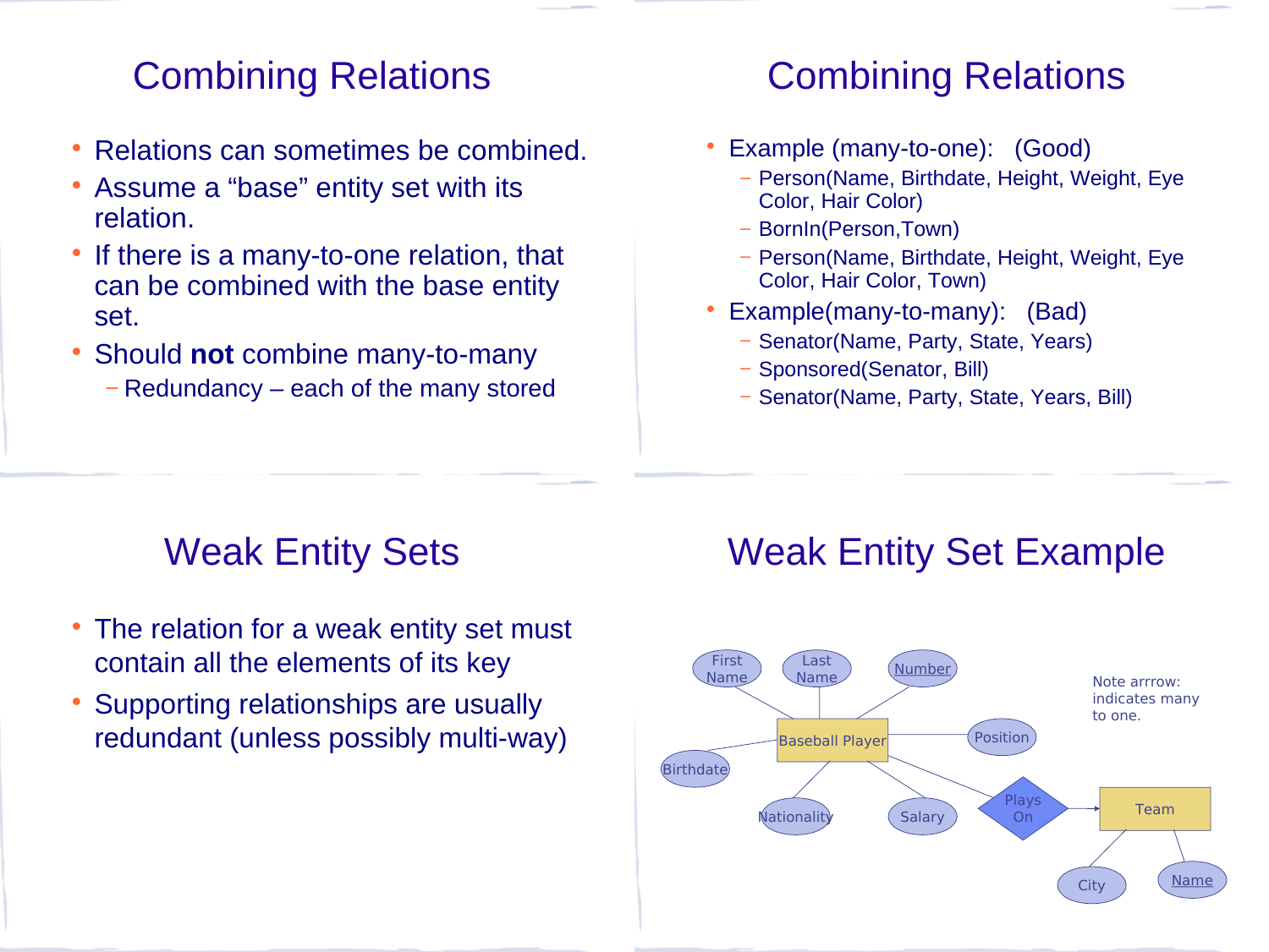# Combining Relations

- Relations can sometimes be combined.
- Assume a "base" entity set with its relation.
- If there is a many-to-one relation, that can be combined with the base entity set.
- Should **not** combine many-to-many
  - Redundancy – each of the many stored

# Combining Relations

- Example (many-to-one): (Good)
  - Person(Name, Birthdate, Height, Weight, Eye Color, Hair Color)
  - BornIn(Person,Town)
  - Person(Name, Birthdate, Height, Weight, Eye Color, Hair Color, Town)
- Example(many-to-many): (Bad)
  - Senator(Name, Party, State, Years)
  - Sponsored(Senator, Bill)
  - Senator(Name, Party, State, Years, Bill)

# Weak Entity Sets

- The relation for a weak entity set must contain all the elements of its key
- Supporting relationships are usually redundant (unless possibly multi-way)

# Weak Entity Set Example

First Name, Last Name, Number, Position, Birthdate, Baseball Player, Nationality, Salary, Plays On, Team, City, Name

Note arrrow: indicates many to one.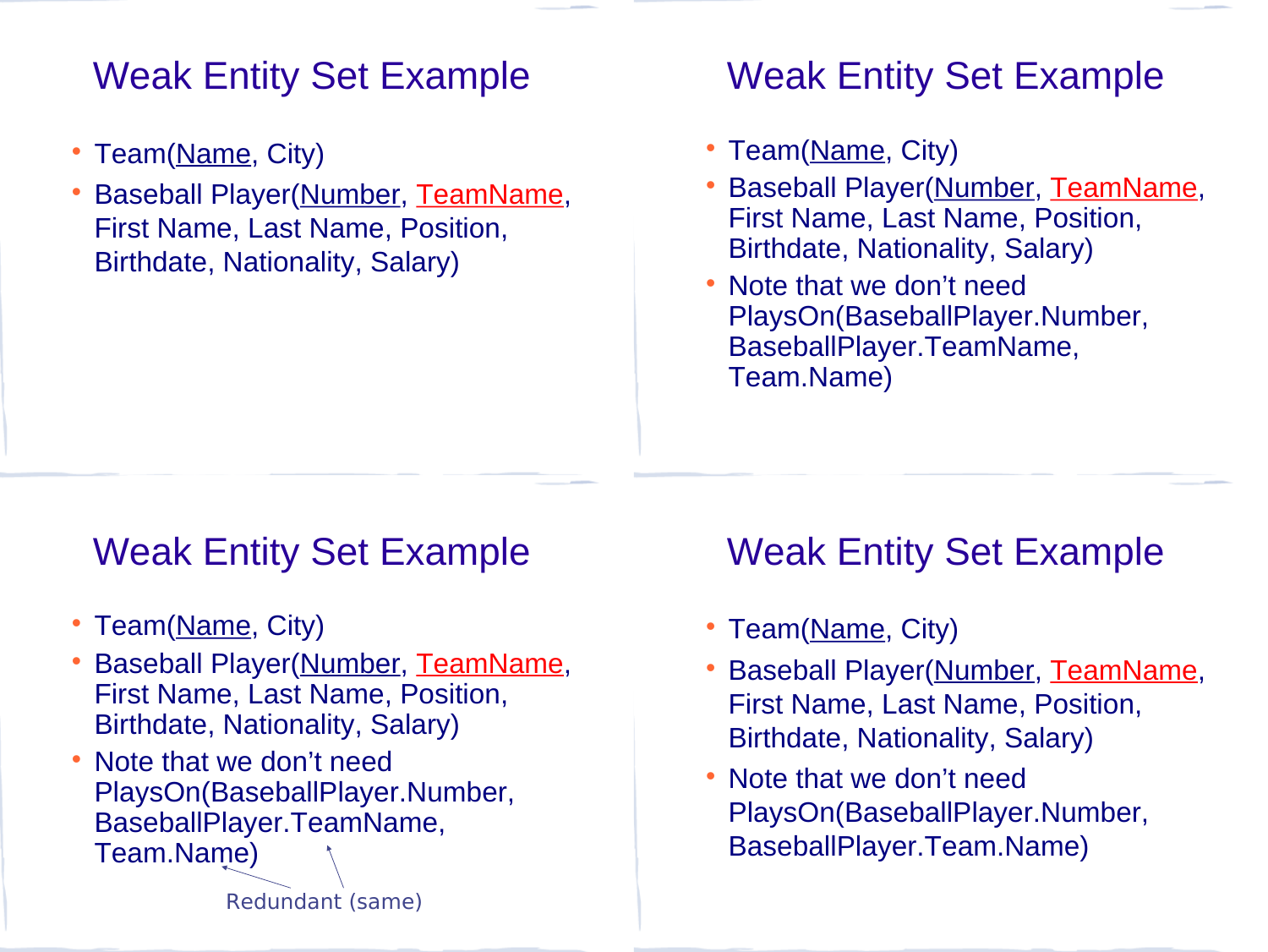## Weak Entity Set Example

- Team(<u>Name</u>, City)
- Baseball Player(<u>Number</u>, <u>TeamName</u>, First Name, Last Name, Position, Birthdate, Nationality, Salary)

## Weak Entity Set Example

- Team(<u>Name</u>, City)
- Baseball Player(<u>Number</u>, <u>TeamName</u>, First Name, Last Name, Position, Birthdate, Nationality, Salary)
- Note that we don't need PlaysOn(BaseballPlayer.Number, BaseballPlayer.TeamName, Team.Name)

## Weak Entity Set Example

- Team(<u>Name</u>, City)
- Baseball Player(<u>Number</u>, <u>TeamName</u>, First Name, Last Name, Position, Birthdate, Nationality, Salary)
- Note that we don't need PlaysOn(BaseballPlayer.Number, BaseballPlayer.TeamName, Team.Name)

Redundant (same)

## Weak Entity Set Example

- Team(<u>Name</u>, City)
- Baseball Player(<u>Number</u>, <u>TeamName</u>, First Name, Last Name, Position, Birthdate, Nationality, Salary)
- Note that we don't need PlaysOn(BaseballPlayer.Number, BaseballPlayer.Team.Name)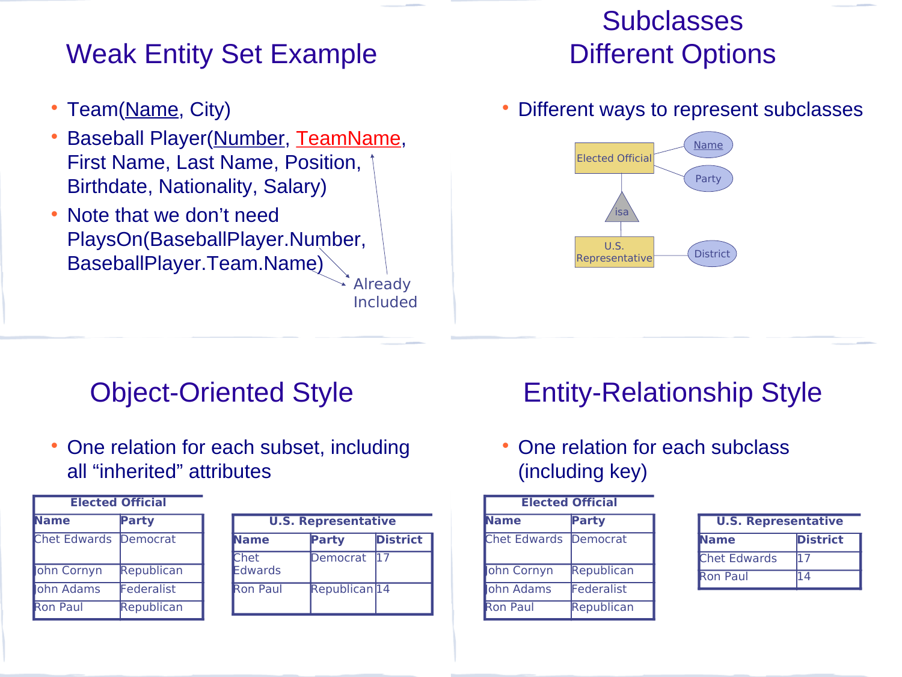# Weak Entity Set Example

- Team(<u>Name</u>, City)
- Baseball Player(<u>Number</u>, <u>TeamName</u>, First Name, Last Name, Position, Birthdate, Nationality, Salary)
- Note that we don't need PlaysOn(BaseballPlayer.Number, BaseballPlayer.Team.Name)

Already Included

# Subclasses Different Options

- Different ways to represent subclasses

Elected Official — Name, Party

isa

U.S. Representative — District

# Object-Oriented Style

- One relation for each subset, including all "inherited" attributes

| Elected Official | |
|---|---|
| **Name** | **Party** |
| Chet Edwards | Democrat |
| John Cornyn | Republican |
| John Adams | Federalist |
| Ron Paul | Republican |

| U.S. Representative | | |
|---|---|---|
| **Name** | **Party** | **District** |
| Chet Edwards | Democrat | 17 |
| Ron Paul | Republican | 14 |

# Entity-Relationship Style

- One relation for each subclass (including key)

| Elected Official | |
|---|---|
| **Name** | **Party** |
| Chet Edwards | Democrat |
| John Cornyn | Republican |
| John Adams | Federalist |
| Ron Paul | Republican |

| U.S. Representative | |
|---|---|
| **Name** | **District** |
| Chet Edwards | 17 |
| Ron Paul | 14 |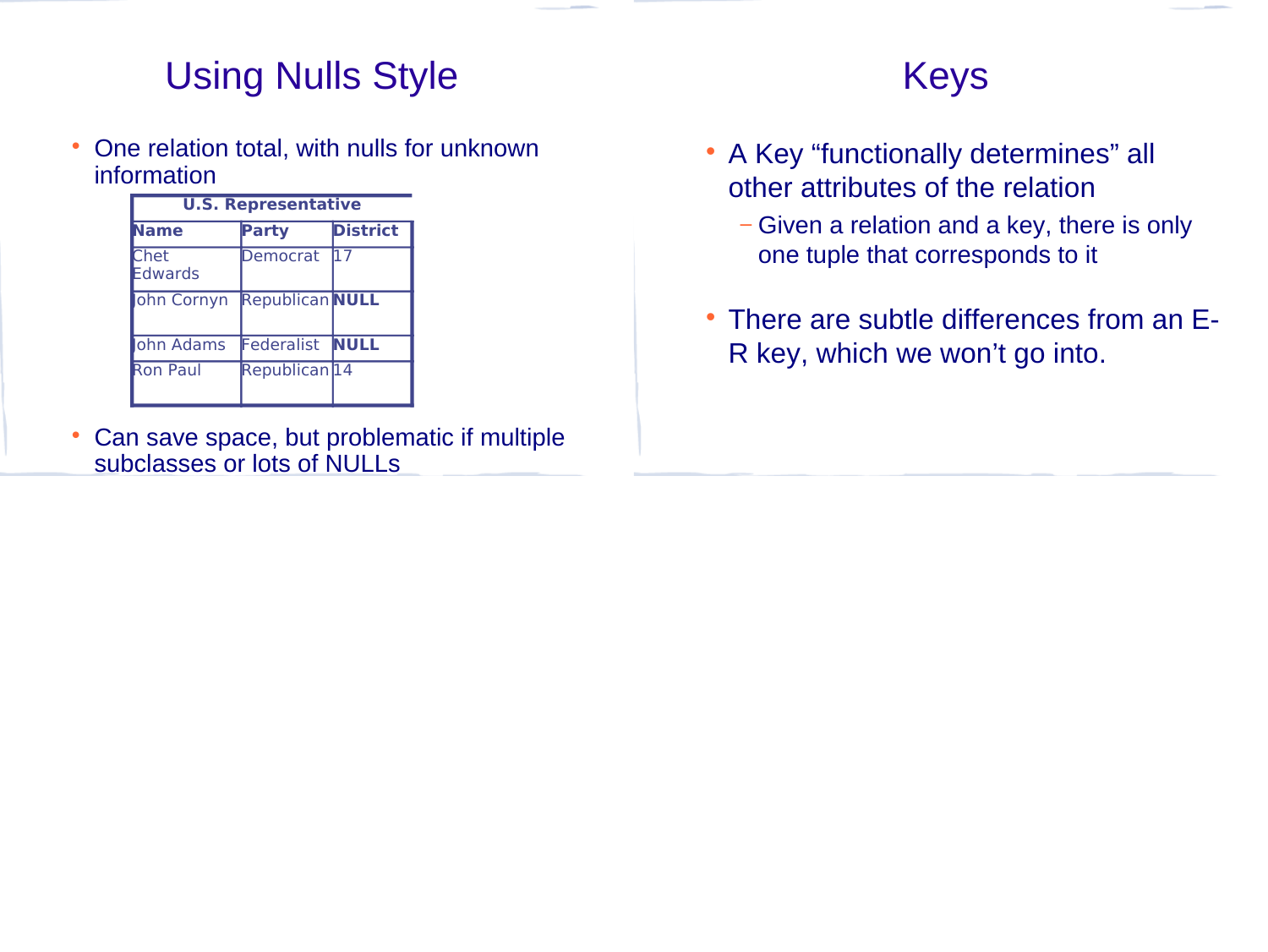## Using Nulls Style

- One relation total, with nulls for unknown information

| U.S. Representative | | |
|---|---|---|
| **Name** | **Party** | **District** |
| Chet Edwards | Democrat | 17 |
| John Cornyn | Republican | **NULL** |
| John Adams | Federalist | **NULL** |
| Ron Paul | Republican | 14 |

- Can save space, but problematic if multiple subclasses or lots of NULLs

## Keys

- A Key “functionally determines” all other attributes of the relation
  - Given a relation and a key, there is only one tuple that corresponds to it
- There are subtle differences from an E-R key, which we won’t go into.